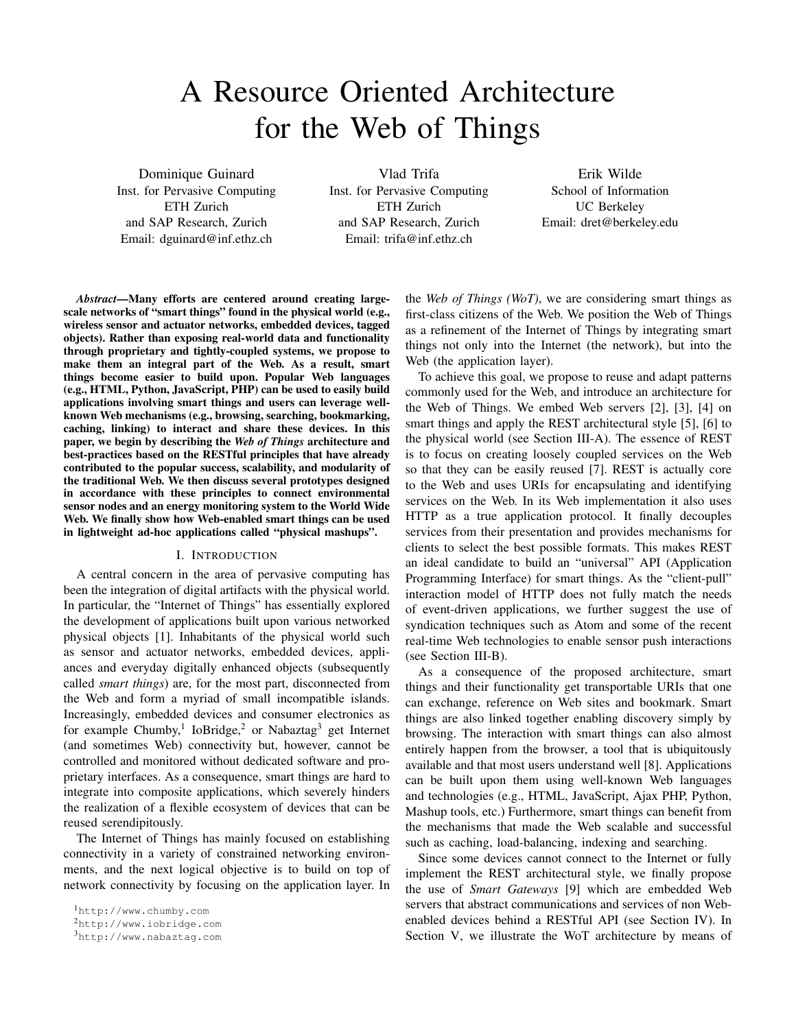# A Resource Oriented Architecture for the Web of Things

Dominique Guinard
Inst. for Pervasive Computing
ETH Zurich
and SAP Research, Zurich
Email: dguinard@inf.ethz.ch

Vlad Trifa
Inst. for Pervasive Computing
ETH Zurich
and SAP Research, Zurich
Email: trifa@inf.ethz.ch

Erik Wilde
School of Information
UC Berkeley
Email: dret@berkeley.edu

***Abstract*—Many efforts are centered around creating large-scale networks of "smart things" found in the physical world (e.g., wireless sensor and actuator networks, embedded devices, tagged objects). Rather than exposing real-world data and functionality through proprietary and tightly-coupled systems, we propose to make them an integral part of the Web. As a result, smart things become easier to build upon. Popular Web languages (e.g., HTML, Python, JavaScript, PHP) can be used to easily build applications involving smart things and users can leverage well-known Web mechanisms (e.g., browsing, searching, bookmarking, caching, linking) to interact and share these devices. In this paper, we begin by describing the *Web of Things* architecture and best-practices based on the RESTful principles that have already contributed to the popular success, scalability, and modularity of the traditional Web. We then discuss several prototypes designed in accordance with these principles to connect environmental sensor nodes and an energy monitoring system to the World Wide Web. We finally show how Web-enabled smart things can be used in lightweight ad-hoc applications called "physical mashups".**

## I. Introduction

A central concern in the area of pervasive computing has been the integration of digital artifacts with the physical world. In particular, the "Internet of Things" has essentially explored the development of applications built upon various networked physical objects [1]. Inhabitants of the physical world such as sensor and actuator networks, embedded devices, appliances and everyday digitally enhanced objects (subsequently called *smart things*) are, for the most part, disconnected from the Web and form a myriad of small incompatible islands. Increasingly, embedded devices and consumer electronics as for example Chumby,[1] IoBridge,[2] or Nabaztag[3] get Internet (and sometimes Web) connectivity but, however, cannot be controlled and monitored without dedicated software and proprietary interfaces. As a consequence, smart things are hard to integrate into composite applications, which severely hinders the realization of a flexible ecosystem of devices that can be reused serendipitously.

The Internet of Things has mainly focused on establishing connectivity in a variety of constrained networking environments, and the next logical objective is to build on top of network connectivity by focusing on the application layer. In the *Web of Things (WoT)*, we are considering smart things as first-class citizens of the Web. We position the Web of Things as a refinement of the Internet of Things by integrating smart things not only into the Internet (the network), but into the Web (the application layer).

To achieve this goal, we propose to reuse and adapt patterns commonly used for the Web, and introduce an architecture for the Web of Things. We embed Web servers [2], [3], [4] on smart things and apply the REST architectural style [5], [6] to the physical world (see Section III-A). The essence of REST is to focus on creating loosely coupled services on the Web so that they can be easily reused [7]. REST is actually core to the Web and uses URIs for encapsulating and identifying services on the Web. In its Web implementation it also uses HTTP as a true application protocol. It finally decouples services from their presentation and provides mechanisms for clients to select the best possible formats. This makes REST an ideal candidate to build an "universal" API (Application Programming Interface) for smart things. As the "client-pull" interaction model of HTTP does not fully match the needs of event-driven applications, we further suggest the use of syndication techniques such as Atom and some of the recent real-time Web technologies to enable sensor push interactions (see Section III-B).

As a consequence of the proposed architecture, smart things and their functionality get transportable URIs that one can exchange, reference on Web sites and bookmark. Smart things are also linked together enabling discovery simply by browsing. The interaction with smart things can also almost entirely happen from the browser, a tool that is ubiquitously available and that most users understand well [8]. Applications can be built upon them using well-known Web languages and technologies (e.g., HTML, JavaScript, Ajax PHP, Python, Mashup tools, etc.) Furthermore, smart things can benefit from the mechanisms that made the Web scalable and successful such as caching, load-balancing, indexing and searching.

Since some devices cannot connect to the Internet or fully implement the REST architectural style, we finally propose the use of *Smart Gateways* [9] which are embedded Web servers that abstract communications and services of non Web-enabled devices behind a RESTful API (see Section IV). In Section V, we illustrate the WoT architecture by means of

[1]http://www.chumby.com
[2]http://www.iobridge.com
[3]http://www.nabaztag.com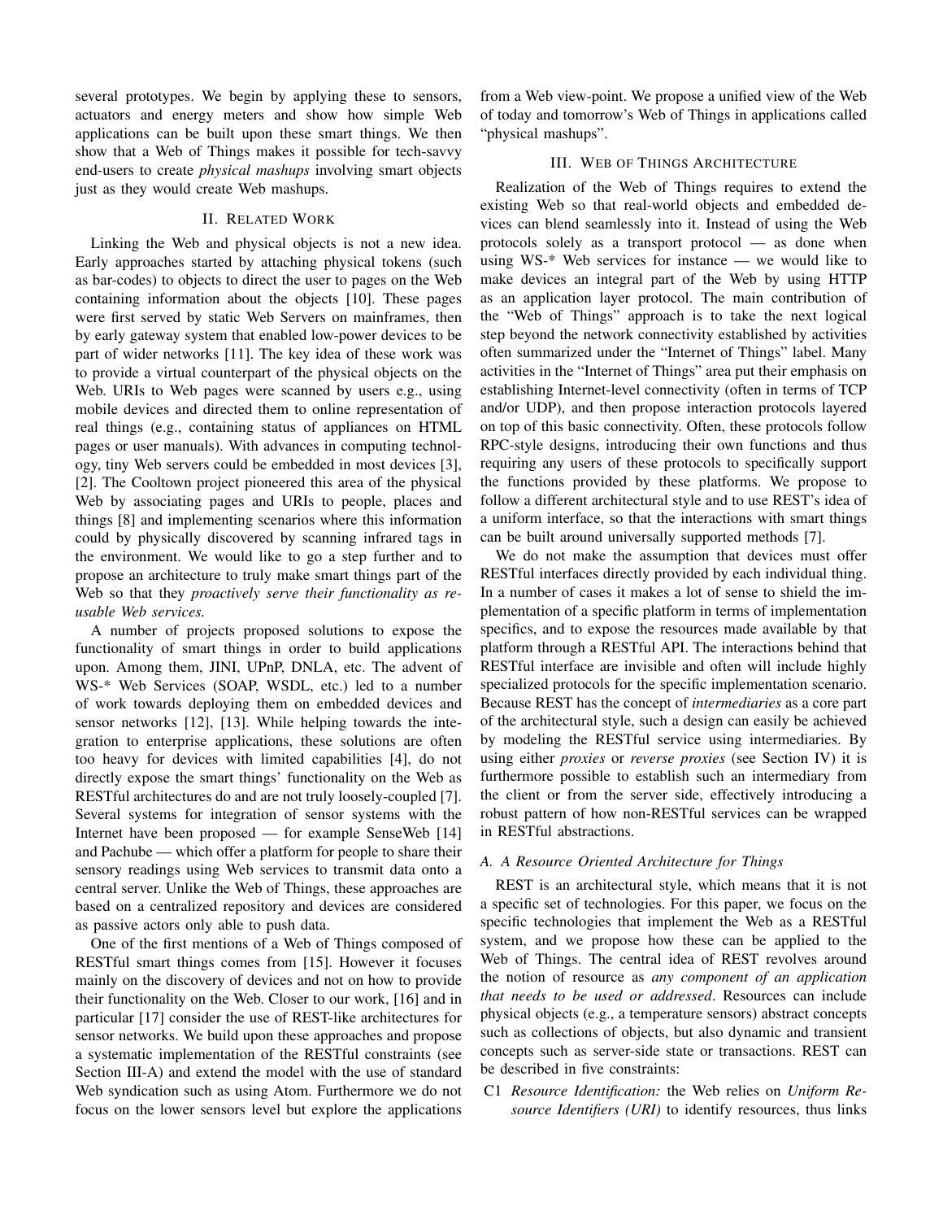several prototypes. We begin by applying these to sensors, actuators and energy meters and show how simple Web applications can be built upon these smart things. We then show that a Web of Things makes it possible for tech-savvy end-users to create *physical mashups* involving smart objects just as they would create Web mashups.

## II. Related Work

Linking the Web and physical objects is not a new idea. Early approaches started by attaching physical tokens (such as bar-codes) to objects to direct the user to pages on the Web containing information about the objects [10]. These pages were first served by static Web Servers on mainframes, then by early gateway system that enabled low-power devices to be part of wider networks [11]. The key idea of these work was to provide a virtual counterpart of the physical objects on the Web. URIs to Web pages were scanned by users e.g., using mobile devices and directed them to online representation of real things (e.g., containing status of appliances on HTML pages or user manuals). With advances in computing technology, tiny Web servers could be embedded in most devices [3], [2]. The Cooltown project pioneered this area of the physical Web by associating pages and URIs to people, places and things [8] and implementing scenarios where this information could by physically discovered by scanning infrared tags in the environment. We would like to go a step further and to propose an architecture to truly make smart things part of the Web so that they *proactively serve their functionality as reusable Web services.*

A number of projects proposed solutions to expose the functionality of smart things in order to build applications upon. Among them, JINI, UPnP, DNLA, etc. The advent of WS-* Web Services (SOAP, WSDL, etc.) led to a number of work towards deploying them on embedded devices and sensor networks [12], [13]. While helping towards the integration to enterprise applications, these solutions are often too heavy for devices with limited capabilities [4], do not directly expose the smart things' functionality on the Web as RESTful architectures do and are not truly loosely-coupled [7]. Several systems for integration of sensor systems with the Internet have been proposed — for example SenseWeb [14] and Pachube — which offer a platform for people to share their sensory readings using Web services to transmit data onto a central server. Unlike the Web of Things, these approaches are based on a centralized repository and devices are considered as passive actors only able to push data.

One of the first mentions of a Web of Things composed of RESTful smart things comes from [15]. However it focuses mainly on the discovery of devices and not on how to provide their functionality on the Web. Closer to our work, [16] and in particular [17] consider the use of REST-like architectures for sensor networks. We build upon these approaches and propose a systematic implementation of the RESTful constraints (see Section III-A) and extend the model with the use of standard Web syndication such as using Atom. Furthermore we do not focus on the lower sensors level but explore the applications from a Web view-point. We propose a unified view of the Web of today and tomorrow's Web of Things in applications called "physical mashups".

## III. Web of Things Architecture

Realization of the Web of Things requires to extend the existing Web so that real-world objects and embedded devices can blend seamlessly into it. Instead of using the Web protocols solely as a transport protocol — as done when using WS-* Web services for instance — we would like to make devices an integral part of the Web by using HTTP as an application layer protocol. The main contribution of the "Web of Things" approach is to take the next logical step beyond the network connectivity established by activities often summarized under the "Internet of Things" label. Many activities in the "Internet of Things" area put their emphasis on establishing Internet-level connectivity (often in terms of TCP and/or UDP), and then propose interaction protocols layered on top of this basic connectivity. Often, these protocols follow RPC-style designs, introducing their own functions and thus requiring any users of these protocols to specifically support the functions provided by these platforms. We propose to follow a different architectural style and to use REST's idea of a uniform interface, so that the interactions with smart things can be built around universally supported methods [7].

We do not make the assumption that devices must offer RESTful interfaces directly provided by each individual thing. In a number of cases it makes a lot of sense to shield the implementation of a specific platform in terms of implementation specifics, and to expose the resources made available by that platform through a RESTful API. The interactions behind that RESTful interface are invisible and often will include highly specialized protocols for the specific implementation scenario. Because REST has the concept of *intermediaries* as a core part of the architectural style, such a design can easily be achieved by modeling the RESTful service using intermediaries. By using either *proxies* or *reverse proxies* (see Section IV) it is furthermore possible to establish such an intermediary from the client or from the server side, effectively introducing a robust pattern of how non-RESTful services can be wrapped in RESTful abstractions.

### A. A Resource Oriented Architecture for Things

REST is an architectural style, which means that it is not a specific set of technologies. For this paper, we focus on the specific technologies that implement the Web as a RESTful system, and we propose how these can be applied to the Web of Things. The central idea of REST revolves around the notion of resource as *any component of an application that needs to be used or addressed*. Resources can include physical objects (e.g., a temperature sensors) abstract concepts such as collections of objects, but also dynamic and transient concepts such as server-side state or transactions. REST can be described in five constraints:

C1 *Resource Identification:* the Web relies on *Uniform Resource Identifiers (URI)* to identify resources, thus links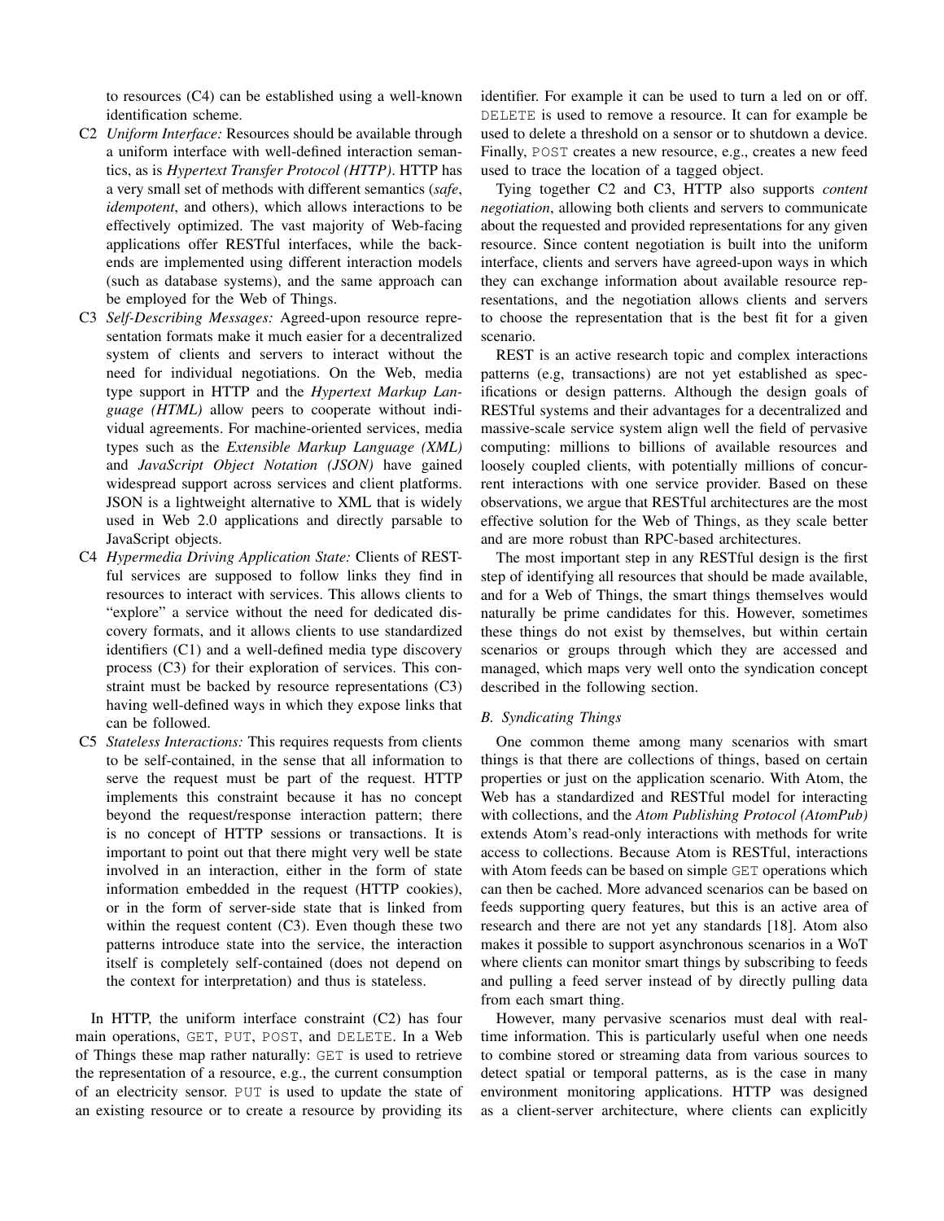to resources (C4) can be established using a well-known identification scheme.

- C2 *Uniform Interface:* Resources should be available through a uniform interface with well-defined interaction semantics, as is *Hypertext Transfer Protocol (HTTP)*. HTTP has a very small set of methods with different semantics (*safe*, *idempotent*, and others), which allows interactions to be effectively optimized. The vast majority of Web-facing applications offer RESTful interfaces, while the backends are implemented using different interaction models (such as database systems), and the same approach can be employed for the Web of Things.
- C3 *Self-Describing Messages:* Agreed-upon resource representation formats make it much easier for a decentralized system of clients and servers to interact without the need for individual negotiations. On the Web, media type support in HTTP and the *Hypertext Markup Language (HTML)* allow peers to cooperate without individual agreements. For machine-oriented services, media types such as the *Extensible Markup Language (XML)* and *JavaScript Object Notation (JSON)* have gained widespread support across services and client platforms. JSON is a lightweight alternative to XML that is widely used in Web 2.0 applications and directly parsable to JavaScript objects.
- C4 *Hypermedia Driving Application State:* Clients of RESTful services are supposed to follow links they find in resources to interact with services. This allows clients to "explore" a service without the need for dedicated discovery formats, and it allows clients to use standardized identifiers (C1) and a well-defined media type discovery process (C3) for their exploration of services. This constraint must be backed by resource representations (C3) having well-defined ways in which they expose links that can be followed.
- C5 *Stateless Interactions:* This requires requests from clients to be self-contained, in the sense that all information to serve the request must be part of the request. HTTP implements this constraint because it has no concept beyond the request/response interaction pattern; there is no concept of HTTP sessions or transactions. It is important to point out that there might very well be state involved in an interaction, either in the form of state information embedded in the request (HTTP cookies), or in the form of server-side state that is linked from within the request content (C3). Even though these two patterns introduce state into the service, the interaction itself is completely self-contained (does not depend on the context for interpretation) and thus is stateless.

In HTTP, the uniform interface constraint (C2) has four main operations, `GET`, `PUT`, `POST`, and `DELETE`. In a Web of Things these map rather naturally: `GET` is used to retrieve the representation of a resource, e.g., the current consumption of an electricity sensor. `PUT` is used to update the state of an existing resource or to create a resource by providing its identifier. For example it can be used to turn a led on or off. `DELETE` is used to remove a resource. It can for example be used to delete a threshold on a sensor or to shutdown a device. Finally, `POST` creates a new resource, e.g., creates a new feed used to trace the location of a tagged object.

Tying together C2 and C3, HTTP also supports *content negotiation*, allowing both clients and servers to communicate about the requested and provided representations for any given resource. Since content negotiation is built into the uniform interface, clients and servers have agreed-upon ways in which they can exchange information about available resource representations, and the negotiation allows clients and servers to choose the representation that is the best fit for a given scenario.

REST is an active research topic and complex interactions patterns (e.g, transactions) are not yet established as specifications or design patterns. Although the design goals of RESTful systems and their advantages for a decentralized and massive-scale service system align well the field of pervasive computing: millions to billions of available resources and loosely coupled clients, with potentially millions of concurrent interactions with one service provider. Based on these observations, we argue that RESTful architectures are the most effective solution for the Web of Things, as they scale better and are more robust than RPC-based architectures.

The most important step in any RESTful design is the first step of identifying all resources that should be made available, and for a Web of Things, the smart things themselves would naturally be prime candidates for this. However, sometimes these things do not exist by themselves, but within certain scenarios or groups through which they are accessed and managed, which maps very well onto the syndication concept described in the following section.

### B. Syndicating Things

One common theme among many scenarios with smart things is that there are collections of things, based on certain properties or just on the application scenario. With Atom, the Web has a standardized and RESTful model for interacting with collections, and the *Atom Publishing Protocol (AtomPub)* extends Atom's read-only interactions with methods for write access to collections. Because Atom is RESTful, interactions with Atom feeds can be based on simple `GET` operations which can then be cached. More advanced scenarios can be based on feeds supporting query features, but this is an active area of research and there are not yet any standards [18]. Atom also makes it possible to support asynchronous scenarios in a WoT where clients can monitor smart things by subscribing to feeds and pulling a feed server instead of by directly pulling data from each smart thing.

However, many pervasive scenarios must deal with real-time information. This is particularly useful when one needs to combine stored or streaming data from various sources to detect spatial or temporal patterns, as is the case in many environment monitoring applications. HTTP was designed as a client-server architecture, where clients can explicitly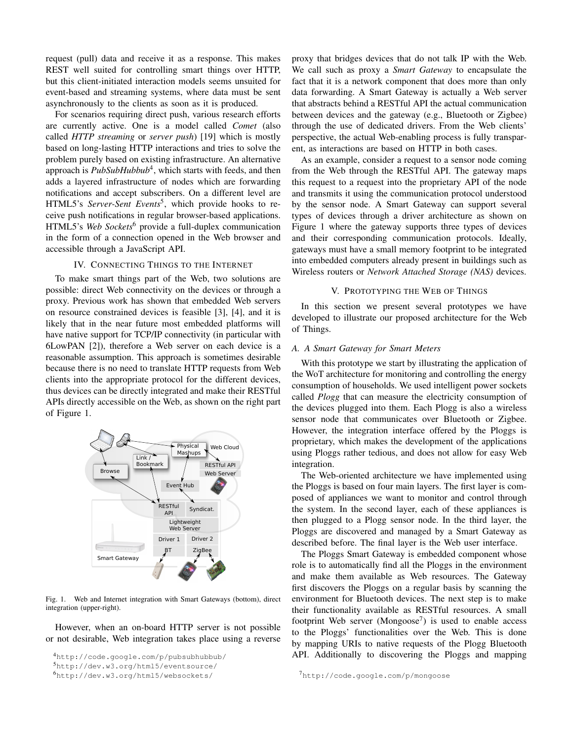request (pull) data and receive it as a response. This makes REST well suited for controlling smart things over HTTP, but this client-initiated interaction models seems unsuited for event-based and streaming systems, where data must be sent asynchronously to the clients as soon as it is produced.

For scenarios requiring direct push, various research efforts are currently active. One is a model called *Comet* (also called *HTTP streaming* or *server push*) [19] which is mostly based on long-lasting HTTP interactions and tries to solve the problem purely based on existing infrastructure. An alternative approach is *PubSubHubbub*[4], which starts with feeds, and then adds a layered infrastructure of nodes which are forwarding notifications and accept subscribers. On a different level are HTML5's *Server-Sent Events*[5], which provide hooks to receive push notifications in regular browser-based applications. HTML5's *Web Sockets*[6] provide a full-duplex communication in the form of a connection opened in the Web browser and accessible through a JavaScript API.

## IV. Connecting Things to the Internet

To make smart things part of the Web, two solutions are possible: direct Web connectivity on the devices or through a proxy. Previous work has shown that embedded Web servers on resource constrained devices is feasible [3], [4], and it is likely that in the near future most embedded platforms will have native support for TCP/IP connectivity (in particular with 6LowPAN [2]), therefore a Web server on each device is a reasonable assumption. This approach is sometimes desirable because there is no need to translate HTTP requests from Web clients into the appropriate protocol for the different devices, thus devices can be directly integrated and make their RESTful APIs directly accessible on the Web, as shown on the right part of Figure 1.

Fig. 1. Web and Internet integration with Smart Gateways (bottom), direct integration (upper-right).

However, when an on-board HTTP server is not possible or not desirable, Web integration takes place using a reverse proxy that bridges devices that do not talk IP with the Web. We call such as proxy a *Smart Gateway* to encapsulate the fact that it is a network component that does more than only data forwarding. A Smart Gateway is actually a Web server that abstracts behind a RESTful API the actual communication between devices and the gateway (e.g., Bluetooth or Zigbee) through the use of dedicated drivers. From the Web clients' perspective, the actual Web-enabling process is fully transparent, as interactions are based on HTTP in both cases.

As an example, consider a request to a sensor node coming from the Web through the RESTful API. The gateway maps this request to a request into the proprietary API of the node and transmits it using the communication protocol understood by the sensor node. A Smart Gateway can support several types of devices through a driver architecture as shown on Figure 1 where the gateway supports three types of devices and their corresponding communication protocols. Ideally, gateways must have a small memory footprint to be integrated into embedded computers already present in buildings such as Wireless routers or *Network Attached Storage (NAS)* devices.

## V. Prototyping the Web of Things

In this section we present several prototypes we have developed to illustrate our proposed architecture for the Web of Things.

### A. A Smart Gateway for Smart Meters

With this prototype we start by illustrating the application of the WoT architecture for monitoring and controlling the energy consumption of households. We used intelligent power sockets called *Plogg* that can measure the electricity consumption of the devices plugged into them. Each Plogg is also a wireless sensor node that communicates over Bluetooth or Zigbee. However, the integration interface offered by the Ploggs is proprietary, which makes the development of the applications using Ploggs rather tedious, and does not allow for easy Web integration.

The Web-oriented architecture we have implemented using the Ploggs is based on four main layers. The first layer is composed of appliances we want to monitor and control through the system. In the second layer, each of these appliances is then plugged to a Plogg sensor node. In the third layer, the Ploggs are discovered and managed by a Smart Gateway as described before. The final layer is the Web user interface.

The Ploggs Smart Gateway is embedded component whose role is to automatically find all the Ploggs in the environment and make them available as Web resources. The Gateway first discovers the Ploggs on a regular basis by scanning the environment for Bluetooth devices. The next step is to make their functionality available as RESTful resources. A small footprint Web server (Mongoose[7]) is used to enable access to the Ploggs' functionalities over the Web. This is done by mapping URIs to native requests of the Plogg Bluetooth API. Additionally to discovering the Ploggs and mapping

[4]http://code.google.com/p/pubsubhubbub/

[5]http://dev.w3.org/html5/eventsource/

[6]http://dev.w3.org/html5/websockets/

[7]http://code.google.com/p/mongoose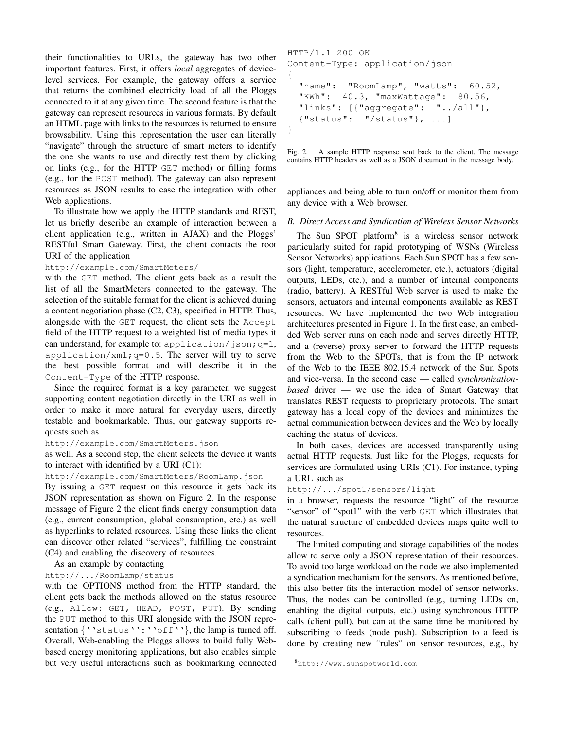their functionalities to URLs, the gateway has two other important features. First, it offers *local* aggregates of device-level services. For example, the gateway offers a service that returns the combined electricity load of all the Ploggs connected to it at any given time. The second feature is that the gateway can represent resources in various formats. By default an HTML page with links to the resources is returned to ensure browsability. Using this representation the user can literally "navigate" through the structure of smart meters to identify the one she wants to use and directly test them by clicking on links (e.g., for the HTTP `GET` method) or filling forms (e.g., for the `POST` method). The gateway can also represent resources as JSON results to ease the integration with other Web applications.

To illustrate how we apply the HTTP standards and REST, let us briefly describe an example of interaction between a client application (e.g., written in AJAX) and the Ploggs' RESTful Smart Gateway. First, the client contacts the root URI of the application

`http://example.com/SmartMeters/`

with the `GET` method. The client gets back as a result the list of all the SmartMeters connected to the gateway. The selection of the suitable format for the client is achieved during a content negotiation phase (C2, C3), specified in HTTP. Thus, alongside with the `GET` request, the client sets the `Accept` field of the HTTP request to a weighted list of media types it can understand, for example to: `application/json;q=1`, `application/xml;q=0.5`. The server will try to serve the best possible format and will describe it in the `Content-Type` of the HTTP response.

Since the required format is a key parameter, we suggest supporting content negotiation directly in the URI as well in order to make it more natural for everyday users, directly testable and bookmarkable. Thus, our gateway supports requests such as

`http://example.com/SmartMeters.json`

as well. As a second step, the client selects the device it wants to interact with identified by a URI (C1):

`http://example.com/SmartMeters/RoomLamp.json`

By issuing a `GET` request on this resource it gets back its JSON representation as shown on Figure 2. In the response message of Figure 2 the client finds energy consumption data (e.g., current consumption, global consumption, etc.) as well as hyperlinks to related resources. Using these links the client can discover other related "services", fulfilling the constraint (C4) and enabling the discovery of resources.

As an example by contacting

`http://.../RoomLamp/status`

with the OPTIONS method from the HTTP standard, the client gets back the methods allowed on the status resource (e.g., `Allow: GET, HEAD, POST, PUT`). By sending the `PUT` method to this URI alongside with the JSON representation {``status``:``off``}, the lamp is turned off. Overall, Web-enabling the Ploggs allows to build fully Web-based energy monitoring applications, but also enables simple but very useful interactions such as bookmarking connected appliances and being able to turn on/off or monitor them from any device with a Web browser.

```
HTTP/1.1 200 OK
Content-Type: application/json
{
  "name":  "RoomLamp", "watts":  60.52,
  "KWh":  40.3, "maxWattage":  80.56,
  "links": [{"aggregate":  "../all"},
  {"status":  "/status"}, ...]
}
```

Fig. 2. A sample HTTP response sent back to the client. The message contains HTTP headers as well as a JSON document in the message body.

### *B. Direct Access and Syndication of Wireless Sensor Networks*

The Sun SPOT platform[8] is a wireless sensor network particularly suited for rapid prototyping of WSNs (Wireless Sensor Networks) applications. Each Sun SPOT has a few sensors (light, temperature, accelerometer, etc.), actuators (digital outputs, LEDs, etc.), and a number of internal components (radio, battery). A RESTful Web server is used to make the sensors, actuators and internal components available as REST resources. We have implemented the two Web integration architectures presented in Figure 1. In the first case, an embedded Web server runs on each node and serves directly HTTP, and a (reverse) proxy server to forward the HTTP requests from the Web to the SPOTs, that is from the IP network of the Web to the IEEE 802.15.4 network of the Sun Spots and vice-versa. In the second case — called *synchronization-based* driver — we use the idea of Smart Gateway that translates REST requests to proprietary protocols. The smart gateway has a local copy of the devices and minimizes the actual communication between devices and the Web by locally caching the status of devices.

In both cases, devices are accessed transparently using actual HTTP requests. Just like for the Ploggs, requests for services are formulated using URIs (C1). For instance, typing a URL such as

`http://.../spot1/sensors/light`

in a browser, requests the resource "light" of the resource "sensor" of "spot1" with the verb `GET` which illustrates that the natural structure of embedded devices maps quite well to resources.

The limited computing and storage capabilities of the nodes allow to serve only a JSON representation of their resources. To avoid too large workload on the node we also implemented a syndication mechanism for the sensors. As mentioned before, this also better fits the interaction model of sensor networks. Thus, the nodes can be controlled (e.g., turning LEDs on, enabling the digital outputs, etc.) using synchronous HTTP calls (client pull), but can at the same time be monitored by subscribing to feeds (node push). Subscription to a feed is done by creating new "rules" on sensor resources, e.g., by

[8] `http://www.sunspotworld.com`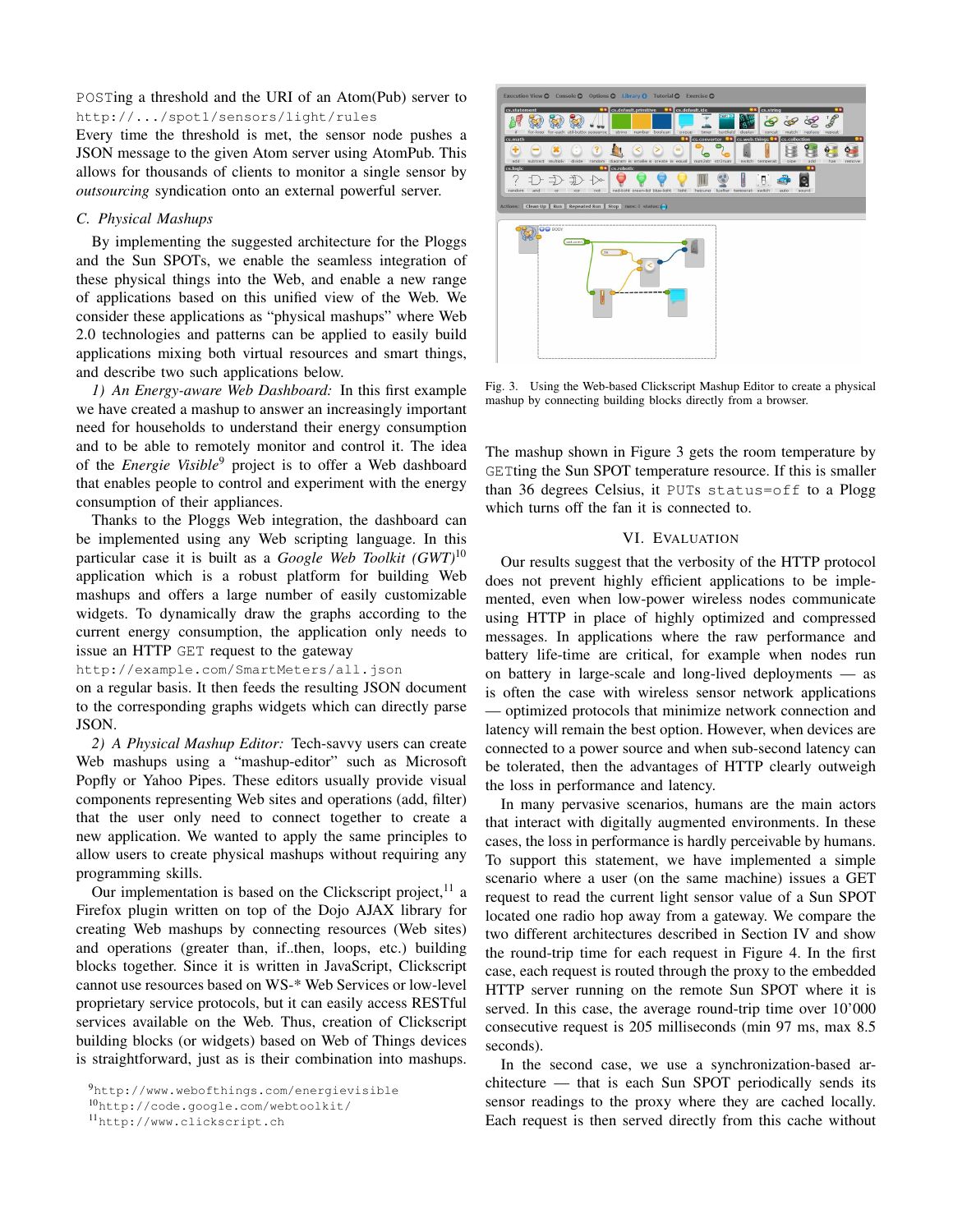POSTing a threshold and the URI of an Atom(Pub) server to http://.../spot1/sensors/light/rules

Every time the threshold is met, the sensor node pushes a JSON message to the given Atom server using AtomPub. This allows for thousands of clients to monitor a single sensor by *outsourcing* syndication onto an external powerful server.

### C. Physical Mashups

By implementing the suggested architecture for the Ploggs and the Sun SPOTs, we enable the seamless integration of these physical things into the Web, and enable a new range of applications based on this unified view of the Web. We consider these applications as "physical mashups" where Web 2.0 technologies and patterns can be applied to easily build applications mixing both virtual resources and smart things, and describe two such applications below.

*1) An Energy-aware Web Dashboard:* In this first example we have created a mashup to answer an increasingly important need for households to understand their energy consumption and to be able to remotely monitor and control it. The idea of the *Energie Visible*[9] project is to offer a Web dashboard that enables people to control and experiment with the energy consumption of their appliances.

Thanks to the Ploggs Web integration, the dashboard can be implemented using any Web scripting language. In this particular case it is built as a *Google Web Toolkit (GWT)*[10] application which is a robust platform for building Web mashups and offers a large number of easily customizable widgets. To dynamically draw the graphs according to the current energy consumption, the application only needs to issue an HTTP GET request to the gateway

http://example.com/SmartMeters/all.json

on a regular basis. It then feeds the resulting JSON document to the corresponding graphs widgets which can directly parse JSON.

*2) A Physical Mashup Editor:* Tech-savvy users can create Web mashups using a "mashup-editor" such as Microsoft Popfly or Yahoo Pipes. These editors usually provide visual components representing Web sites and operations (add, filter) that the user only need to connect together to create a new application. We wanted to apply the same principles to allow users to create physical mashups without requiring any programming skills.

Our implementation is based on the Clickscript project,[11] a Firefox plugin written on top of the Dojo AJAX library for creating Web mashups by connecting resources (Web sites) and operations (greater than, if..then, loops, etc.) building blocks together. Since it is written in JavaScript, Clickscript cannot use resources based on WS-* Web Services or low-level proprietary service protocols, but it can easily access RESTful services available on the Web. Thus, creation of Clickscript building blocks (or widgets) based on Web of Things devices is straightforward, just as is their combination into mashups.

[9] http://www.webofthings.com/energievisible

[10] http://code.google.com/webtoolkit/

[11] http://www.clickscript.ch

Fig. 3. Using the Web-based Clickscript Mashup Editor to create a physical mashup by connecting building blocks directly from a browser.

The mashup shown in Figure 3 gets the room temperature by GETting the Sun SPOT temperature resource. If this is smaller than 36 degrees Celsius, it PUTs status=off to a Plogg which turns off the fan it is connected to.

## VI. Evaluation

Our results suggest that the verbosity of the HTTP protocol does not prevent highly efficient applications to be implemented, even when low-power wireless nodes communicate using HTTP in place of highly optimized and compressed messages. In applications where the raw performance and battery life-time are critical, for example when nodes run on battery in large-scale and long-lived deployments — as is often the case with wireless sensor network applications — optimized protocols that minimize network connection and latency will remain the best option. However, when devices are connected to a power source and when sub-second latency can be tolerated, then the advantages of HTTP clearly outweigh the loss in performance and latency.

In many pervasive scenarios, humans are the main actors that interact with digitally augmented environments. In these cases, the loss in performance is hardly perceivable by humans. To support this statement, we have implemented a simple scenario where a user (on the same machine) issues a GET request to read the current light sensor value of a Sun SPOT located one radio hop away from a gateway. We compare the two different architectures described in Section IV and show the round-trip time for each request in Figure 4. In the first case, each request is routed through the proxy to the embedded HTTP server running on the remote Sun SPOT where it is served. In this case, the average round-trip time over 10'000 consecutive request is 205 milliseconds (min 97 ms, max 8.5 seconds).

In the second case, we use a synchronization-based architecture — that is each Sun SPOT periodically sends its sensor readings to the proxy where they are cached locally. Each request is then served directly from this cache without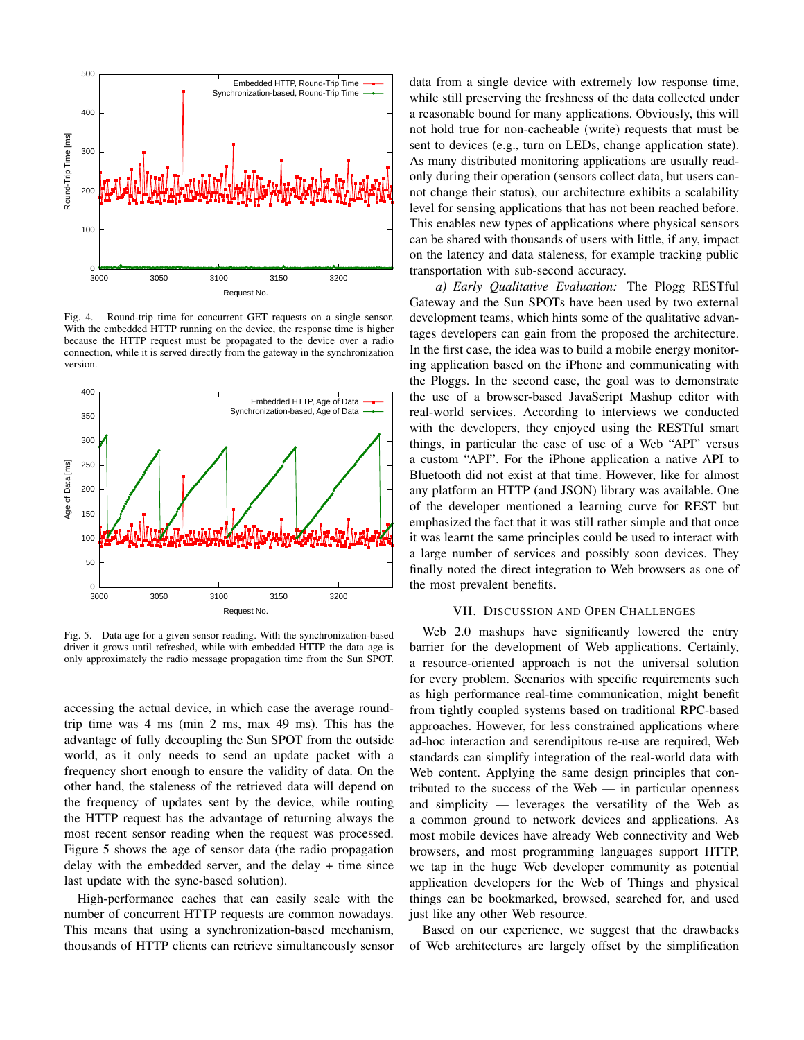Fig. 4. Round-trip time for concurrent GET requests on a single sensor. With the embedded HTTP running on the device, the response time is higher because the HTTP request must be propagated to the device over a radio connection, while it is served directly from the gateway in the synchronization version.

Fig. 5. Data age for a given sensor reading. With the synchronization-based driver it grows until refreshed, while with embedded HTTP the data age is only approximately the radio message propagation time from the Sun SPOT.

accessing the actual device, in which case the average round-trip time was 4 ms (min 2 ms, max 49 ms). This has the advantage of fully decoupling the Sun SPOT from the outside world, as it only needs to send an update packet with a frequency short enough to ensure the validity of data. On the other hand, the staleness of the retrieved data will depend on the frequency of updates sent by the device, while routing the HTTP request has the advantage of returning always the most recent sensor reading when the request was processed. Figure 5 shows the age of sensor data (the radio propagation delay with the embedded server, and the delay + time since last update with the sync-based solution).

High-performance caches that can easily scale with the number of concurrent HTTP requests are common nowadays. This means that using a synchronization-based mechanism, thousands of HTTP clients can retrieve simultaneously sensor data from a single device with extremely low response time, while still preserving the freshness of the data collected under a reasonable bound for many applications. Obviously, this will not hold true for non-cacheable (write) requests that must be sent to devices (e.g., turn on LEDs, change application state). As many distributed monitoring applications are usually read-only during their operation (sensors collect data, but users cannot change their status), our architecture exhibits a scalability level for sensing applications that has not been reached before. This enables new types of applications where physical sensors can be shared with thousands of users with little, if any, impact on the latency and data staleness, for example tracking public transportation with sub-second accuracy.

*a) Early Qualitative Evaluation:* The Plogg RESTful Gateway and the Sun SPOTs have been used by two external development teams, which hints some of the qualitative advantages developers can gain from the proposed the architecture. In the first case, the idea was to build a mobile energy monitoring application based on the iPhone and communicating with the Ploggs. In the second case, the goal was to demonstrate the use of a browser-based JavaScript Mashup editor with real-world services. According to interviews we conducted with the developers, they enjoyed using the RESTful smart things, in particular the ease of use of a Web "API" versus a custom "API". For the iPhone application a native API to Bluetooth did not exist at that time. However, like for almost any platform an HTTP (and JSON) library was available. One of the developer mentioned a learning curve for REST but emphasized the fact that it was still rather simple and that once it was learnt the same principles could be used to interact with a large number of services and possibly soon devices. They finally noted the direct integration to Web browsers as one of the most prevalent benefits.

## VII. Discussion and Open Challenges

Web 2.0 mashups have significantly lowered the entry barrier for the development of Web applications. Certainly, a resource-oriented approach is not the universal solution for every problem. Scenarios with specific requirements such as high performance real-time communication, might benefit from tightly coupled systems based on traditional RPC-based approaches. However, for less constrained applications where ad-hoc interaction and serendipitous re-use are required, Web standards can simplify integration of the real-world data with Web content. Applying the same design principles that contributed to the success of the Web — in particular openness and simplicity — leverages the versatility of the Web as a common ground to network devices and applications. As most mobile devices have already Web connectivity and Web browsers, and most programming languages support HTTP, we tap in the huge Web developer community as potential application developers for the Web of Things and physical things can be bookmarked, browsed, searched for, and used just like any other Web resource.

Based on our experience, we suggest that the drawbacks of Web architectures are largely offset by the simplification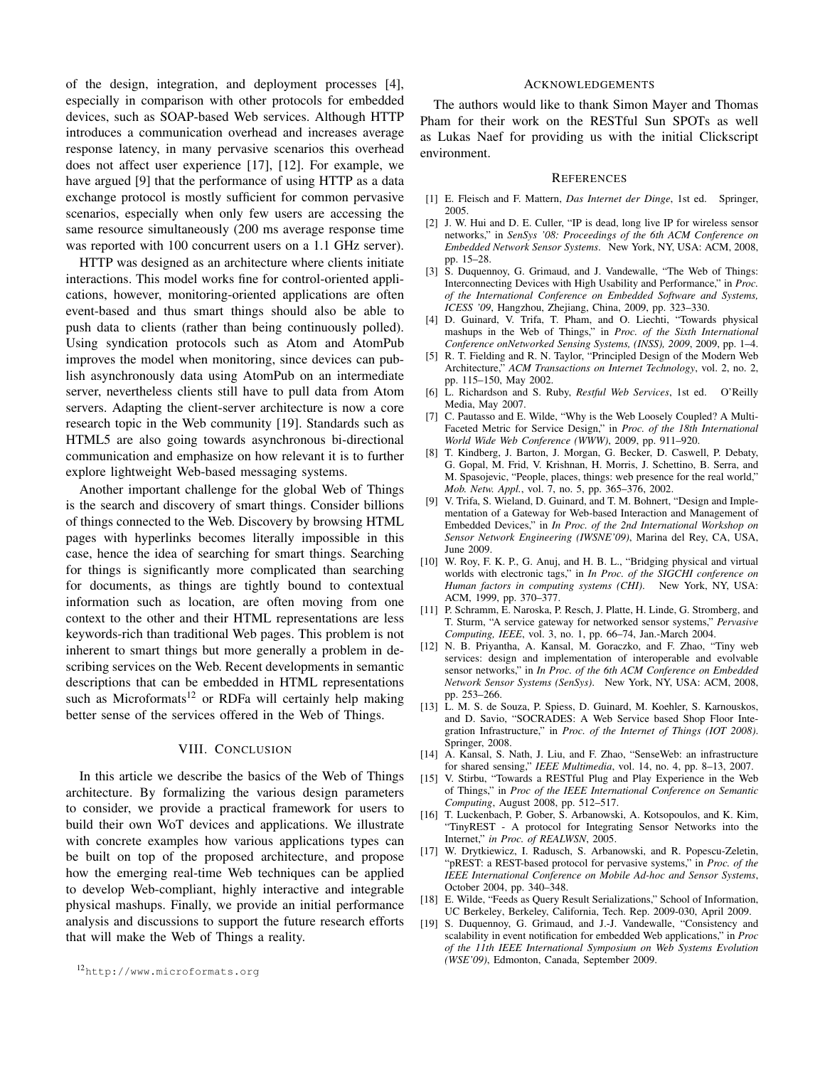of the design, integration, and deployment processes [4], especially in comparison with other protocols for embedded devices, such as SOAP-based Web services. Although HTTP introduces a communication overhead and increases average response latency, in many pervasive scenarios this overhead does not affect user experience [17], [12]. For example, we have argued [9] that the performance of using HTTP as a data exchange protocol is mostly sufficient for common pervasive scenarios, especially when only few users are accessing the same resource simultaneously (200 ms average response time was reported with 100 concurrent users on a 1.1 GHz server).

HTTP was designed as an architecture where clients initiate interactions. This model works fine for control-oriented applications, however, monitoring-oriented applications are often event-based and thus smart things should also be able to push data to clients (rather than being continuously polled). Using syndication protocols such as Atom and AtomPub improves the model when monitoring, since devices can publish asynchronously data using AtomPub on an intermediate server, nevertheless clients still have to pull data from Atom servers. Adapting the client-server architecture is now a core research topic in the Web community [19]. Standards such as HTML5 are also going towards asynchronous bi-directional communication and emphasize on how relevant it is to further explore lightweight Web-based messaging systems.

Another important challenge for the global Web of Things is the search and discovery of smart things. Consider billions of things connected to the Web. Discovery by browsing HTML pages with hyperlinks becomes literally impossible in this case, hence the idea of searching for smart things. Searching for things is significantly more complicated than searching for documents, as things are tightly bound to contextual information such as location, are often moving from one context to the other and their HTML representations are less keywords-rich than traditional Web pages. This problem is not inherent to smart things but more generally a problem in describing services on the Web. Recent developments in semantic descriptions that can be embedded in HTML representations such as Microformats[12] or RDFa will certainly help making better sense of the services offered in the Web of Things.

## VIII. Conclusion

In this article we describe the basics of the Web of Things architecture. By formalizing the various design parameters to consider, we provide a practical framework for users to build their own WoT devices and applications. We illustrate with concrete examples how various applications types can be built on top of the proposed architecture, and propose how the emerging real-time Web techniques can be applied to develop Web-compliant, highly interactive and integrable physical mashups. Finally, we provide an initial performance analysis and discussions to support the future research efforts that will make the Web of Things a reality.

[12] http://www.microformats.org

## Acknowledgements

The authors would like to thank Simon Mayer and Thomas Pham for their work on the RESTful Sun SPOTs as well as Lukas Naef for providing us with the initial Clickscript environment.

## References

[1] E. Fleisch and F. Mattern, *Das Internet der Dinge*, 1st ed. Springer, 2005.

[2] J. W. Hui and D. E. Culler, "IP is dead, long live IP for wireless sensor networks," in *SenSys '08: Proceedings of the 6th ACM Conference on Embedded Network Sensor Systems*. New York, NY, USA: ACM, 2008, pp. 15–28.

[3] S. Duquennoy, G. Grimaud, and J. Vandewalle, "The Web of Things: Interconnecting Devices with High Usability and Performance," in *Proc. of the International Conference on Embedded Software and Systems, ICESS '09*, Hangzhou, Zhejiang, China, 2009, pp. 323–330.

[4] D. Guinard, V. Trifa, T. Pham, and O. Liechti, "Towards physical mashups in the Web of Things," in *Proc. of the Sixth International Conference onNetworked Sensing Systems, (INSS), 2009*, 2009, pp. 1–4.

[5] R. T. Fielding and R. N. Taylor, "Principled Design of the Modern Web Architecture," *ACM Transactions on Internet Technology*, vol. 2, no. 2, pp. 115–150, May 2002.

[6] L. Richardson and S. Ruby, *Restful Web Services*, 1st ed. O'Reilly Media, May 2007.

[7] C. Pautasso and E. Wilde, "Why is the Web Loosely Coupled? A Multi-Faceted Metric for Service Design," in *Proc. of the 18th International World Wide Web Conference (WWW)*, 2009, pp. 911–920.

[8] T. Kindberg, J. Barton, J. Morgan, G. Becker, D. Caswell, P. Debaty, G. Gopal, M. Frid, V. Krishnan, H. Morris, J. Schettino, B. Serra, and M. Spasojevic, "People, places, things: web presence for the real world," *Mob. Netw. Appl.*, vol. 7, no. 5, pp. 365–376, 2002.

[9] V. Trifa, S. Wieland, D. Guinard, and T. M. Bohnert, "Design and Implementation of a Gateway for Web-based Interaction and Management of Embedded Devices," in *In Proc. of the 2nd International Workshop on Sensor Network Engineering (IWSNE'09)*, Marina del Rey, CA, USA, June 2009.

[10] W. Roy, F. K. P., G. Anuj, and H. B. L., "Bridging physical and virtual worlds with electronic tags," in *In Proc. of the SIGCHI conference on Human factors in computing systems (CHI)*. New York, NY, USA: ACM, 1999, pp. 370–377.

[11] P. Schramm, E. Naroska, P. Resch, J. Platte, H. Linde, G. Stromberg, and T. Sturm, "A service gateway for networked sensor systems," *Pervasive Computing, IEEE*, vol. 3, no. 1, pp. 66–74, Jan.-March 2004.

[12] N. B. Priyantha, A. Kansal, M. Goraczko, and F. Zhao, "Tiny web services: design and implementation of interoperable and evolvable sensor networks," in *In Proc. of the 6th ACM Conference on Embedded Network Sensor Systems (SenSys)*. New York, NY, USA: ACM, 2008, pp. 253–266.

[13] L. M. S. de Souza, P. Spiess, D. Guinard, M. Koehler, S. Karnouskos, and D. Savio, "SOCRADES: A Web Service based Shop Floor Integration Infrastructure," in *Proc. of the Internet of Things (IOT 2008)*. Springer, 2008.

[14] A. Kansal, S. Nath, J. Liu, and F. Zhao, "SenseWeb: an infrastructure for shared sensing," *IEEE Multimedia*, vol. 14, no. 4, pp. 8–13, 2007.

[15] V. Stirbu, "Towards a RESTful Plug and Play Experience in the Web of Things," in *Proc of the IEEE International Conference on Semantic Computing*, August 2008, pp. 512–517.

[16] T. Luckenbach, P. Gober, S. Arbanowski, A. Kotsopoulos, and K. Kim, "TinyREST - A protocol for Integrating Sensor Networks into the Internet," *in Proc. of REALWSN*, 2005.

[17] W. Drytkiewicz, I. Radusch, S. Arbanowski, and R. Popescu-Zeletin, "pREST: a REST-based protocol for pervasive systems," in *Proc. of the IEEE International Conference on Mobile Ad-hoc and Sensor Systems*, October 2004, pp. 340–348.

[18] E. Wilde, "Feeds as Query Result Serializations," School of Information, UC Berkeley, Berkeley, California, Tech. Rep. 2009-030, April 2009.

[19] S. Duquennoy, G. Grimaud, and J.-J. Vandewalle, "Consistency and scalability in event notification for embedded Web applications," in *Proc of the 11th IEEE International Symposium on Web Systems Evolution (WSE'09)*, Edmonton, Canada, September 2009.